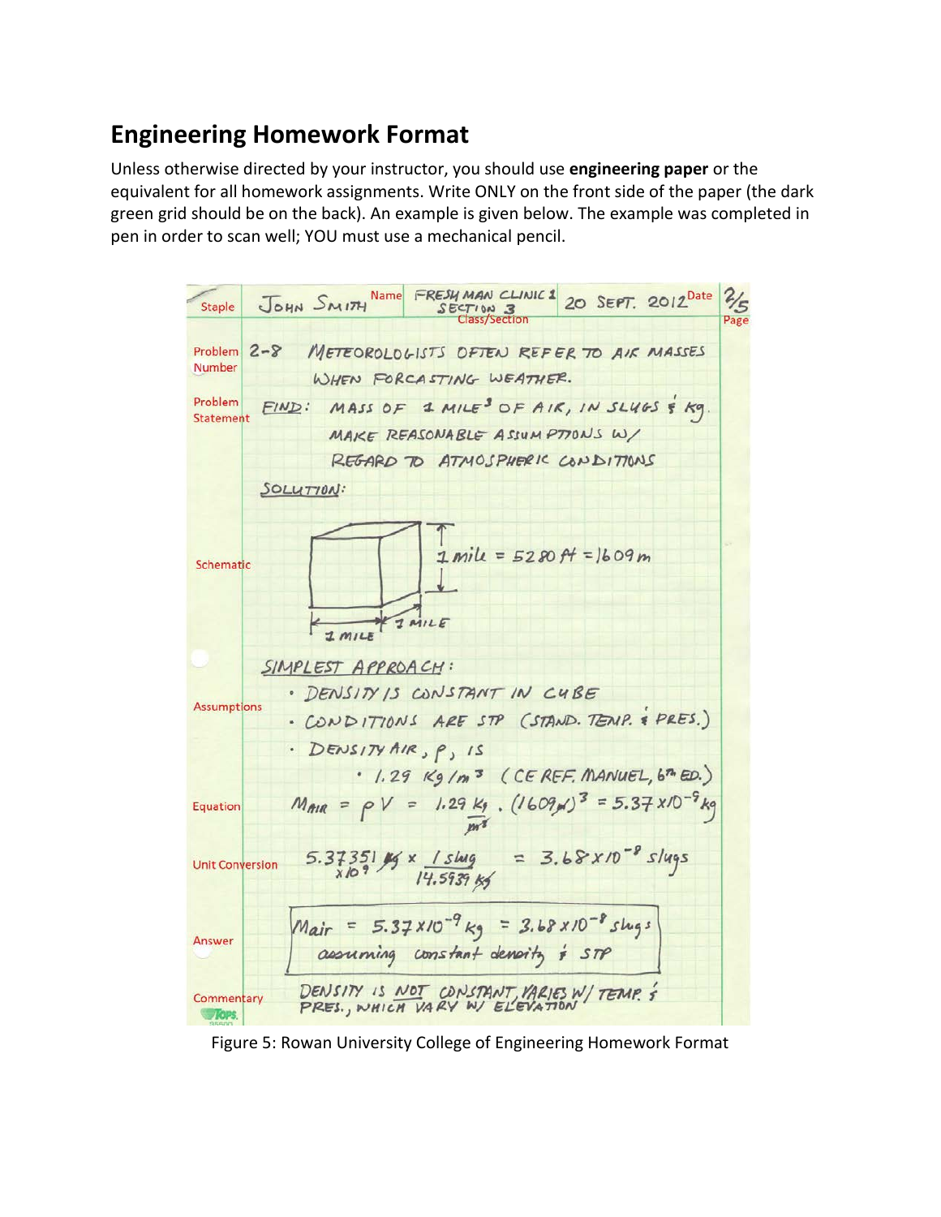## Engineering Homework Format

Unless otherwise directed by your instructor, you should use **engineering paper** or the equivalent for all homework assignments. Write ONLY on the front side of the paper (the dark green grid should be on the back). An example is given below. The example was completed in pen in order to scan well; YOU must use a mechanical pencil.

Staple | JOHN SMITH Name | FRESHMAN CLINIC 1 SECTION 3 Class/Section | 20 SEPT. 2012 Date | 2/5 Page

Problem Number: 2-8 METEOROLOGISTS OFTEN REFER TO AIR MASSES WHEN FORCASTING WEATHER.

Problem Statement: FIND: MASS OF 1 MILE$^3$ OF AIR, IN SLUGS & KG. MAKE REASONABLE ASSUMPTIONS W/ REGARD TO ATMOSPHERIC CONDITIONS

SOLUTION:

Schematic: 1 mile = 5280 ft = 1609 m; 1 MILE; 1 MILE

Assumptions: SIMPLEST APPROACH:

- DENSITY IS CONSTANT IN CUBE
- CONDITIONS ARE STP (STAND. TEMP. & PRES.)
- DENSITY AIR, $\rho$, IS
  - 1.29 Kg/m$^3$ (CE REF. MANUEL, 6$^{th}$ ED.)

Equation: $M_{AIR} = \rho V = 1.29 \frac{kg}{m^3} \cdot (1609\,m)^3 = 5.37 \times 10^{-9}\,kg$

Unit Conversion: $5.37351 \times 10^{9}\,kg \times \frac{1\,slug}{14.5939\,kg} = 3.68 \times 10^{-8}\,slugs$

Answer: $M_{air} = 5.37 \times 10^{-9}\,kg = 3.68 \times 10^{-8}\,slugs$ assuming constant density & STP

Commentary: DENSITY IS NOT CONSTANT, VARIES W/ TEMP. & PRES., WHICH VARY W/ ELEVATION

Figure 5: Rowan University College of Engineering Homework Format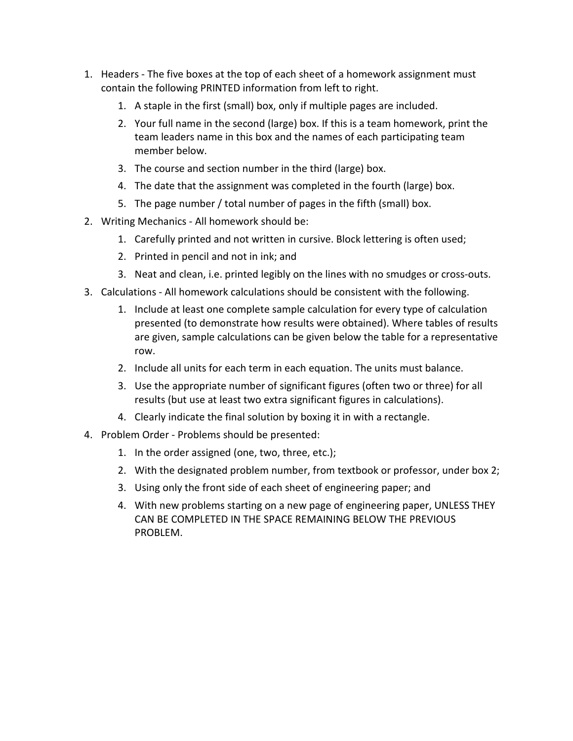1. Headers - The five boxes at the top of each sheet of a homework assignment must contain the following PRINTED information from left to right.
    1. A staple in the first (small) box, only if multiple pages are included.
    2. Your full name in the second (large) box. If this is a team homework, print the team leaders name in this box and the names of each participating team member below.
    3. The course and section number in the third (large) box.
    4. The date that the assignment was completed in the fourth (large) box.
    5. The page number / total number of pages in the fifth (small) box.
2. Writing Mechanics - All homework should be:
    1. Carefully printed and not written in cursive. Block lettering is often used;
    2. Printed in pencil and not in ink; and
    3. Neat and clean, i.e. printed legibly on the lines with no smudges or cross-outs.
3. Calculations - All homework calculations should be consistent with the following.
    1. Include at least one complete sample calculation for every type of calculation presented (to demonstrate how results were obtained). Where tables of results are given, sample calculations can be given below the table for a representative row.
    2. Include all units for each term in each equation. The units must balance.
    3. Use the appropriate number of significant figures (often two or three) for all results (but use at least two extra significant figures in calculations).
    4. Clearly indicate the final solution by boxing it in with a rectangle.
4. Problem Order - Problems should be presented:
    1. In the order assigned (one, two, three, etc.);
    2. With the designated problem number, from textbook or professor, under box 2;
    3. Using only the front side of each sheet of engineering paper; and
    4. With new problems starting on a new page of engineering paper, UNLESS THEY CAN BE COMPLETED IN THE SPACE REMAINING BELOW THE PREVIOUS PROBLEM.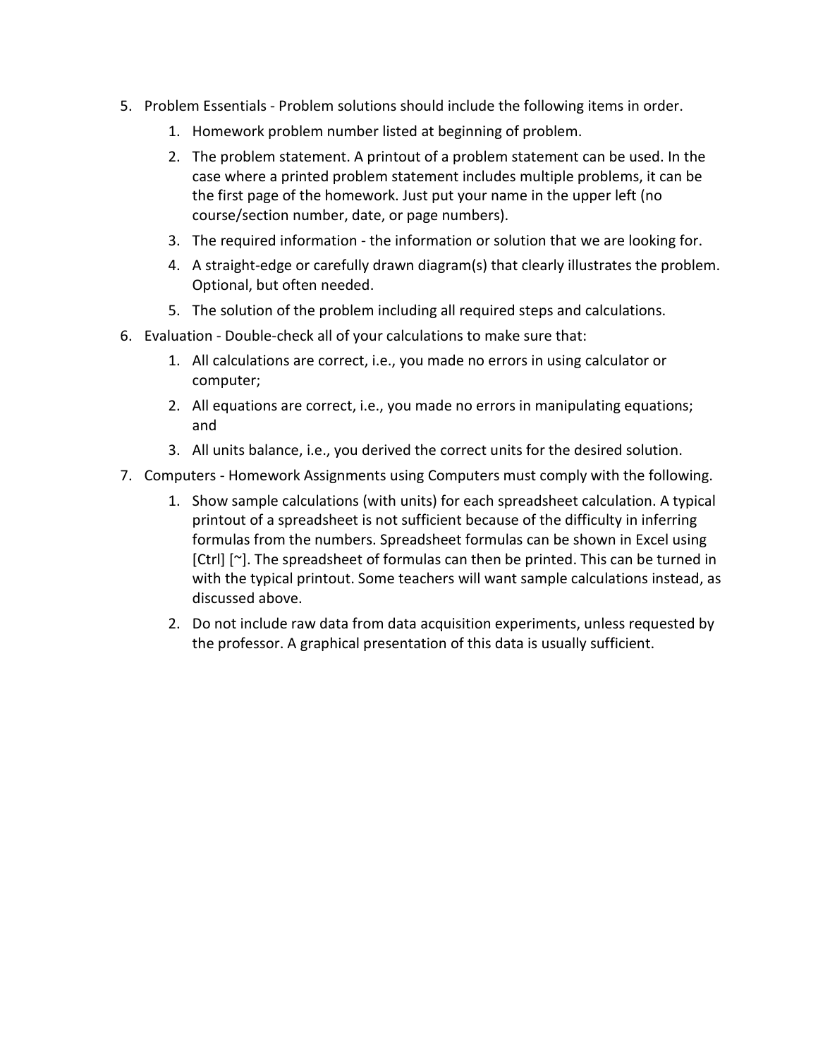5. Problem Essentials - Problem solutions should include the following items in order.
    1. Homework problem number listed at beginning of problem.
    2. The problem statement. A printout of a problem statement can be used. In the case where a printed problem statement includes multiple problems, it can be the first page of the homework. Just put your name in the upper left (no course/section number, date, or page numbers).
    3. The required information - the information or solution that we are looking for.
    4. A straight-edge or carefully drawn diagram(s) that clearly illustrates the problem. Optional, but often needed.
    5. The solution of the problem including all required steps and calculations.
6. Evaluation - Double-check all of your calculations to make sure that:
    1. All calculations are correct, i.e., you made no errors in using calculator or computer;
    2. All equations are correct, i.e., you made no errors in manipulating equations; and
    3. All units balance, i.e., you derived the correct units for the desired solution.
7. Computers - Homework Assignments using Computers must comply with the following.
    1. Show sample calculations (with units) for each spreadsheet calculation. A typical printout of a spreadsheet is not sufficient because of the difficulty in inferring formulas from the numbers. Spreadsheet formulas can be shown in Excel using [Ctrl] [~]. The spreadsheet of formulas can then be printed. This can be turned in with the typical printout. Some teachers will want sample calculations instead, as discussed above.
    2. Do not include raw data from data acquisition experiments, unless requested by the professor. A graphical presentation of this data is usually sufficient.